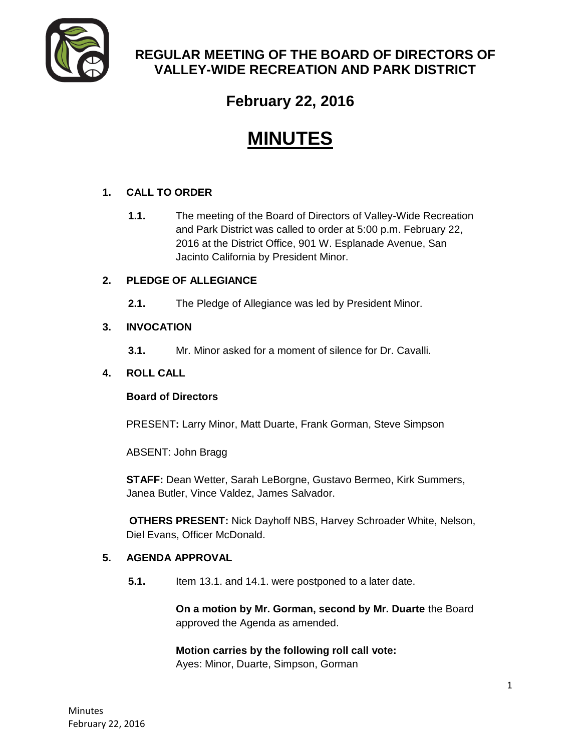# REGULAR MEETING OF THE BOARD OF DIRECTORS OF VALLEY-WIDE RECREATION AND PARK DISTRICT

## February 22, 2016

# MINUTES

**1. CALL TO ORDER**

**1.1.** The meeting of the Board of Directors of Valley-Wide Recreation and Park District was called to order at 5:00 p.m. February 22, 2016 at the District Office, 901 W. Esplanade Avenue, San Jacinto California by President Minor.

**2. PLEDGE OF ALLEGIANCE**

**2.1.** The Pledge of Allegiance was led by President Minor.

**3. INVOCATION**

**3.1.** Mr. Minor asked for a moment of silence for Dr. Cavalli.

**4. ROLL CALL**

**Board of Directors**

PRESENT**:** Larry Minor, Matt Duarte, Frank Gorman, Steve Simpson

ABSENT: John Bragg

**STAFF:** Dean Wetter, Sarah LeBorgne, Gustavo Bermeo, Kirk Summers, Janea Butler, Vince Valdez, James Salvador.

**OTHERS PRESENT:** Nick Dayhoff NBS, Harvey Schroader White, Nelson, Diel Evans, Officer McDonald.

**5. AGENDA APPROVAL**

**5.1.** Item 13.1. and 14.1. were postponed to a later date.

**On a motion by Mr. Gorman, second by Mr. Duarte** the Board approved the Agenda as amended.

**Motion carries by the following roll call vote:**
Ayes: Minor, Duarte, Simpson, Gorman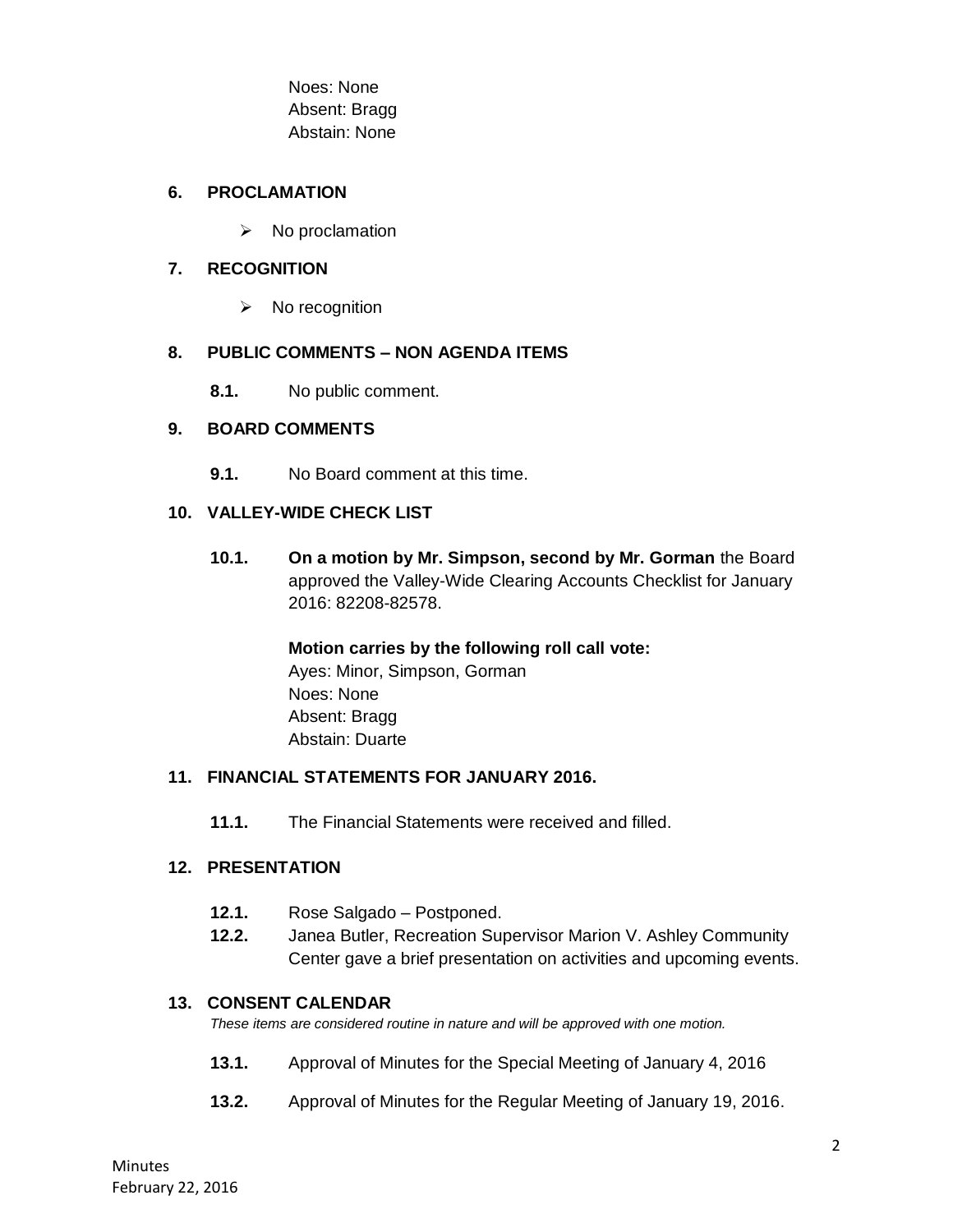Noes: None
Absent: Bragg
Abstain: None

## 6. PROCLAMATION

- No proclamation

## 7. RECOGNITION

- No recognition

## 8. PUBLIC COMMENTS – NON AGENDA ITEMS

**8.1.** No public comment.

## 9. BOARD COMMENTS

**9.1.** No Board comment at this time.

## 10. VALLEY-WIDE CHECK LIST

**10.1.** **On a motion by Mr. Simpson, second by Mr. Gorman** the Board approved the Valley-Wide Clearing Accounts Checklist for January 2016: 82208-82578.

**Motion carries by the following roll call vote:**
Ayes: Minor, Simpson, Gorman
Noes: None
Absent: Bragg
Abstain: Duarte

## 11. FINANCIAL STATEMENTS FOR JANUARY 2016.

**11.1.** The Financial Statements were received and filled.

## 12. PRESENTATION

**12.1.** Rose Salgado – Postponed.

**12.2.** Janea Butler, Recreation Supervisor Marion V. Ashley Community Center gave a brief presentation on activities and upcoming events.

## 13. CONSENT CALENDAR

*These items are considered routine in nature and will be approved with one motion.*

**13.1.** Approval of Minutes for the Special Meeting of January 4, 2016

**13.2.** Approval of Minutes for the Regular Meeting of January 19, 2016.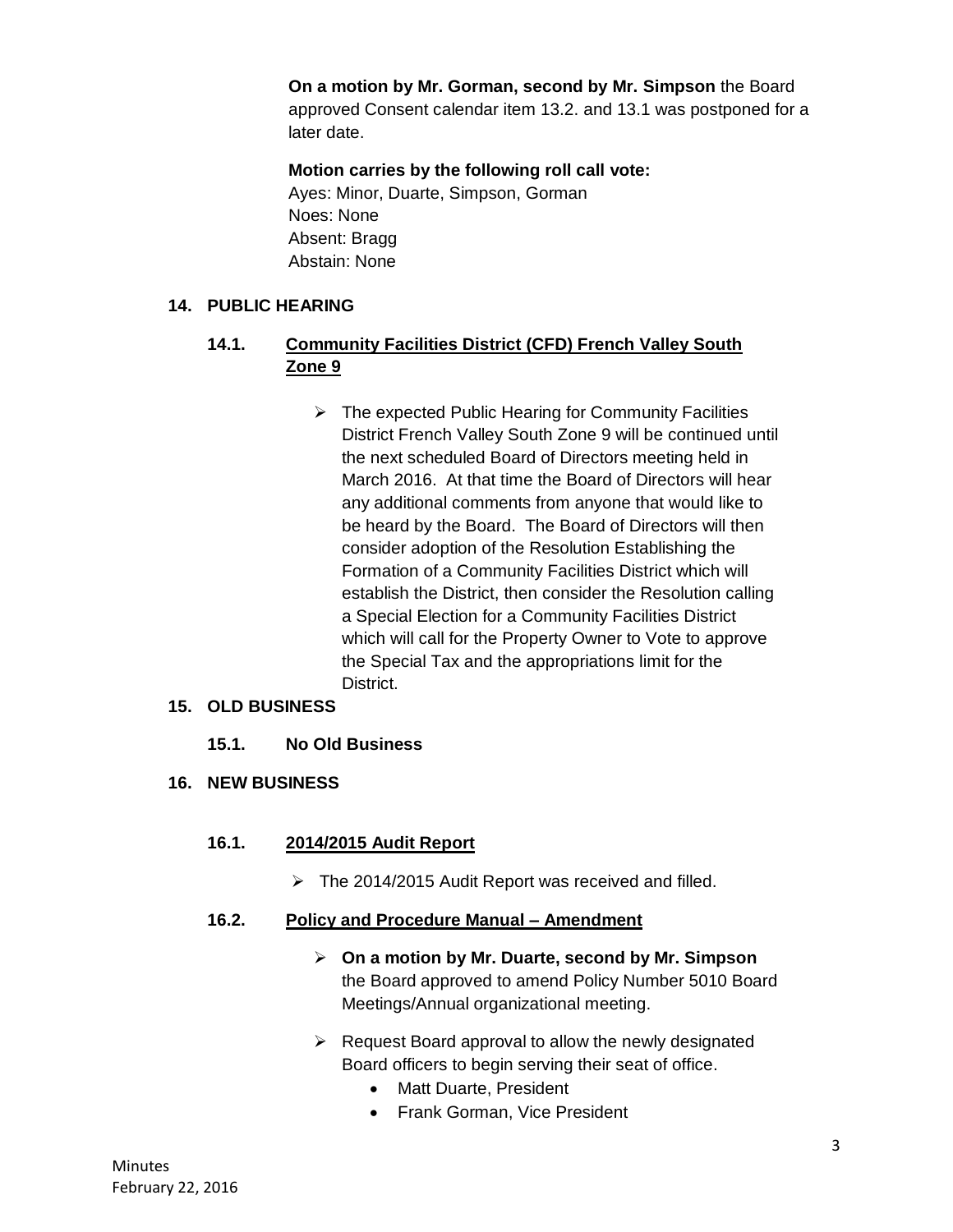**On a motion by Mr. Gorman, second by Mr. Simpson** the Board approved Consent calendar item 13.2. and 13.1 was postponed for a later date.

**Motion carries by the following roll call vote:**
Ayes: Minor, Duarte, Simpson, Gorman
Noes: None
Absent: Bragg
Abstain: None

**14. PUBLIC HEARING**

**14.1. <u>Community Facilities District (CFD) French Valley South Zone 9</u>**

- The expected Public Hearing for Community Facilities District French Valley South Zone 9 will be continued until the next scheduled Board of Directors meeting held in March 2016. At that time the Board of Directors will hear any additional comments from anyone that would like to be heard by the Board. The Board of Directors will then consider adoption of the Resolution Establishing the Formation of a Community Facilities District which will establish the District, then consider the Resolution calling a Special Election for a Community Facilities District which will call for the Property Owner to Vote to approve the Special Tax and the appropriations limit for the District.

**15. OLD BUSINESS**

**15.1. No Old Business**

**16. NEW BUSINESS**

**16.1. <u>2014/2015 Audit Report</u>**

- The 2014/2015 Audit Report was received and filled.

**16.2. <u>Policy and Procedure Manual – Amendment</u>**

- **On a motion by Mr. Duarte, second by Mr. Simpson** the Board approved to amend Policy Number 5010 Board Meetings/Annual organizational meeting.
- Request Board approval to allow the newly designated Board officers to begin serving their seat of office.
  - Matt Duarte, President
  - Frank Gorman, Vice President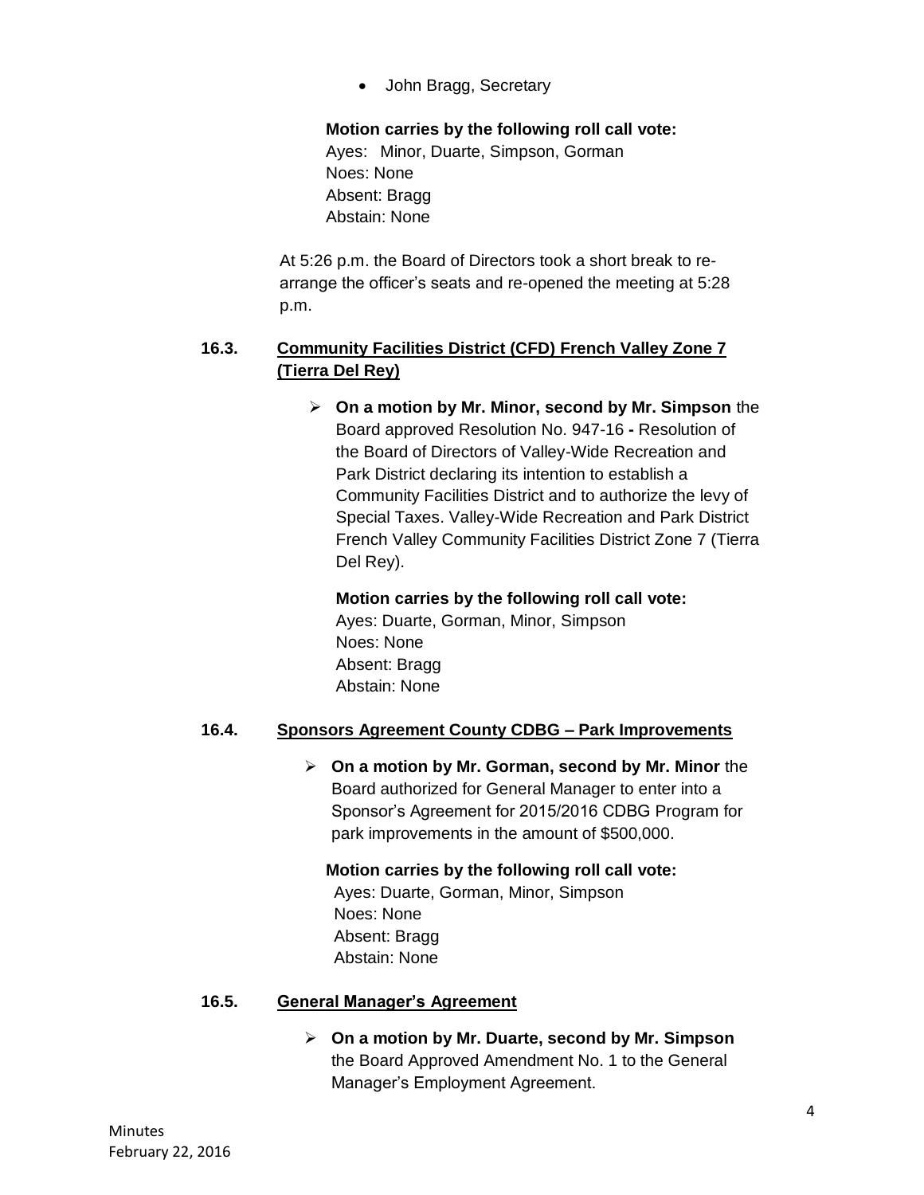- John Bragg, Secretary

**Motion carries by the following roll call vote:**
Ayes: Minor, Duarte, Simpson, Gorman
Noes: None
Absent: Bragg
Abstain: None

At 5:26 p.m. the Board of Directors took a short break to re-arrange the officer's seats and re-opened the meeting at 5:28 p.m.

**16.3. Community Facilities District (CFD) French Valley Zone 7 (Tierra Del Rey)**

- **On a motion by Mr. Minor, second by Mr. Simpson** the Board approved Resolution No. 947-16 **-** Resolution of the Board of Directors of Valley-Wide Recreation and Park District declaring its intention to establish a Community Facilities District and to authorize the levy of Special Taxes. Valley-Wide Recreation and Park District French Valley Community Facilities District Zone 7 (Tierra Del Rey).

**Motion carries by the following roll call vote:**
Ayes: Duarte, Gorman, Minor, Simpson
Noes: None
Absent: Bragg
Abstain: None

**16.4. Sponsors Agreement County CDBG – Park Improvements**

- **On a motion by Mr. Gorman, second by Mr. Minor** the Board authorized for General Manager to enter into a Sponsor's Agreement for 2015/2016 CDBG Program for park improvements in the amount of $500,000.

**Motion carries by the following roll call vote:**
Ayes: Duarte, Gorman, Minor, Simpson
Noes: None
Absent: Bragg
Abstain: None

**16.5. General Manager's Agreement**

- **On a motion by Mr. Duarte, second by Mr. Simpson** the Board Approved Amendment No. 1 to the General Manager's Employment Agreement.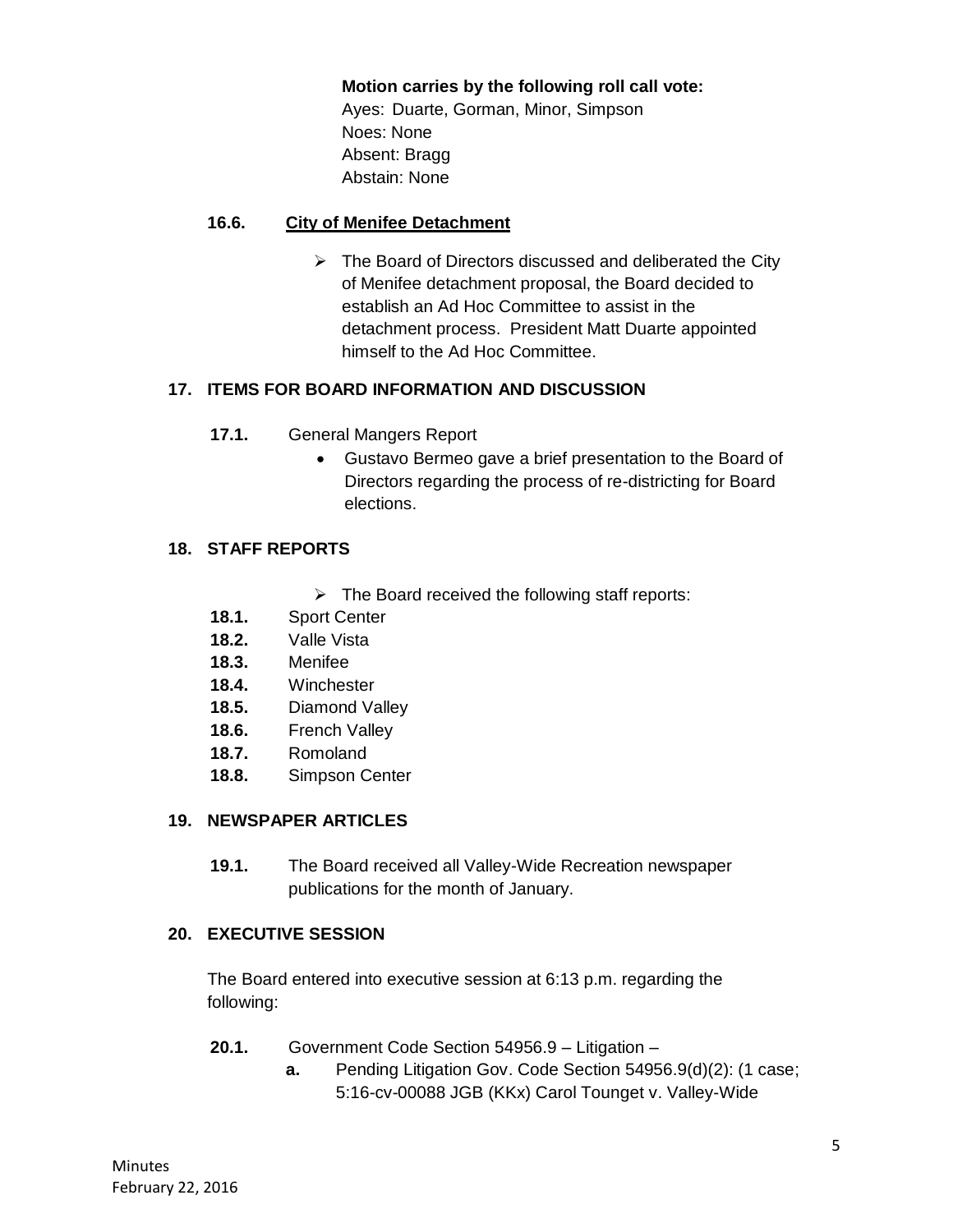**Motion carries by the following roll call vote:**
Ayes: Duarte, Gorman, Minor, Simpson
Noes: None
Absent: Bragg
Abstain: None

**16.6. City of Menifee Detachment**

- The Board of Directors discussed and deliberated the City of Menifee detachment proposal, the Board decided to establish an Ad Hoc Committee to assist in the detachment process. President Matt Duarte appointed himself to the Ad Hoc Committee.

## 17. ITEMS FOR BOARD INFORMATION AND DISCUSSION

**17.1.** General Mangers Report

- Gustavo Bermeo gave a brief presentation to the Board of Directors regarding the process of re-districting for Board elections.

## 18. STAFF REPORTS

- The Board received the following staff reports:

**18.1.** Sport Center
**18.2.** Valle Vista
**18.3.** Menifee
**18.4.** Winchester
**18.5.** Diamond Valley
**18.6.** French Valley
**18.7.** Romoland
**18.8.** Simpson Center

## 19. NEWSPAPER ARTICLES

**19.1.** The Board received all Valley-Wide Recreation newspaper publications for the month of January.

## 20. EXECUTIVE SESSION

The Board entered into executive session at 6:13 p.m. regarding the following:

**20.1.** Government Code Section 54956.9 – Litigation –

**a.** Pending Litigation Gov. Code Section 54956.9(d)(2): (1 case; 5:16-cv-00088 JGB (KKx) Carol Tounget v. Valley-Wide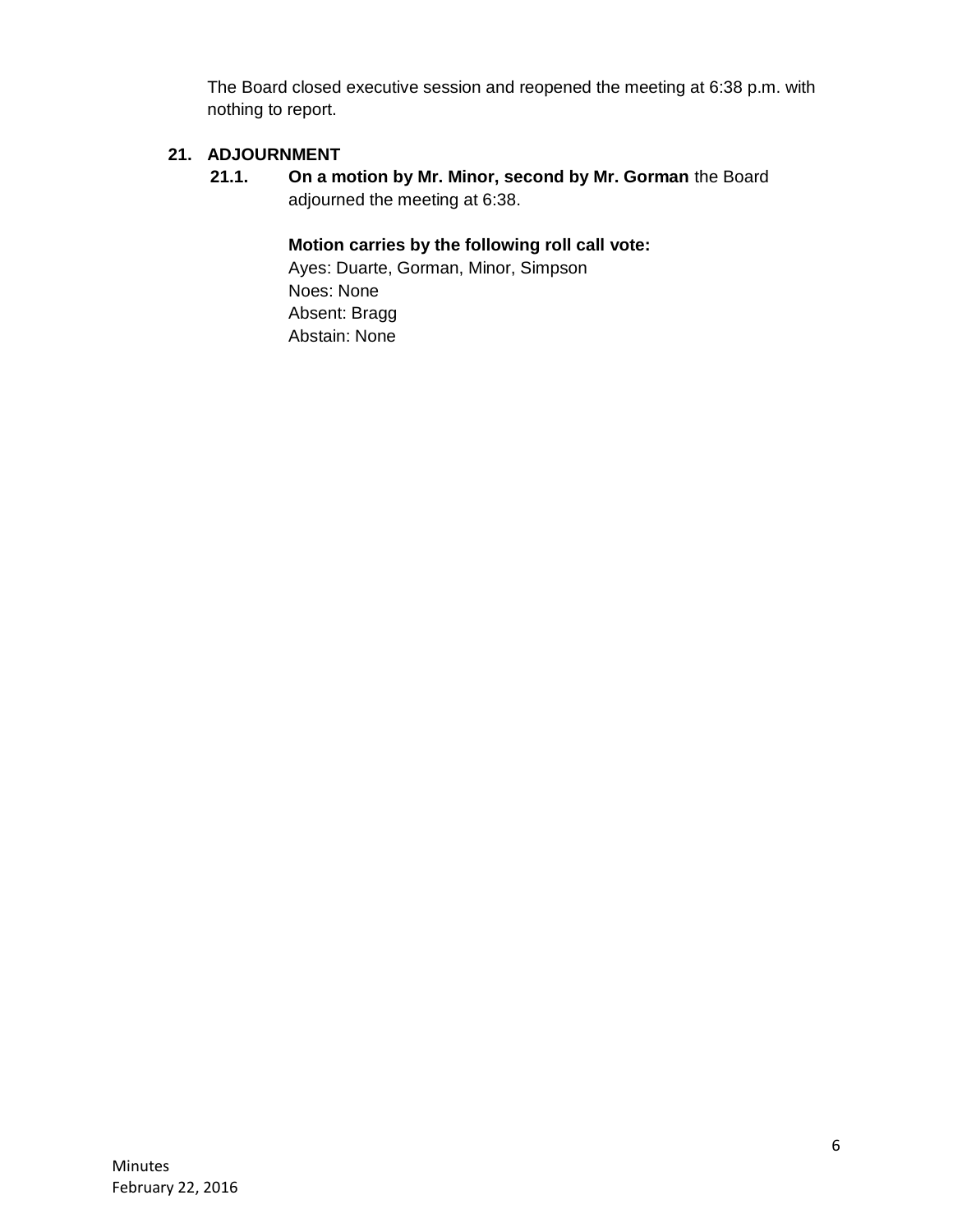The Board closed executive session and reopened the meeting at 6:38 p.m. with nothing to report.

## 21. ADJOURNMENT

**21.1.** **On a motion by Mr. Minor, second by Mr. Gorman** the Board adjourned the meeting at 6:38.

**Motion carries by the following roll call vote:**
Ayes: Duarte, Gorman, Minor, Simpson
Noes: None
Absent: Bragg
Abstain: None